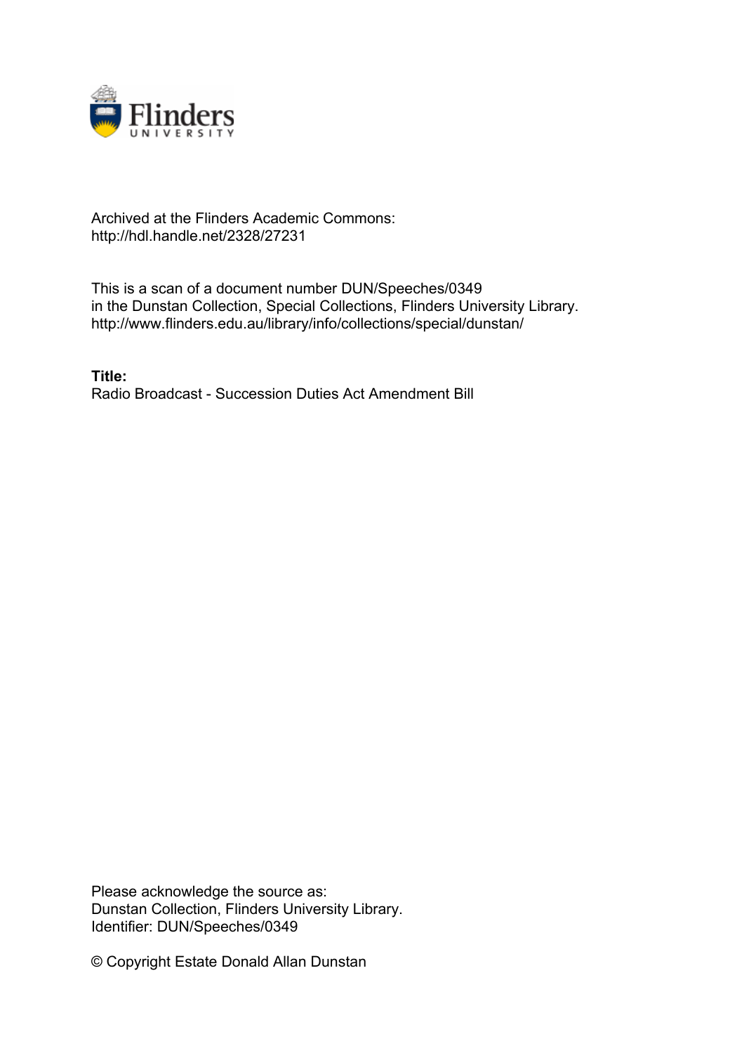Archived at the Flinders Academic Commons:
http://hdl.handle.net/2328/27231

This is a scan of a document number DUN/Speeches/0349
in the Dunstan Collection, Special Collections, Flinders University Library.
http://www.flinders.edu.au/library/info/collections/special/dunstan/

**Title:**
Radio Broadcast - Succession Duties Act Amendment Bill

Please acknowledge the source as:
Dunstan Collection, Flinders University Library.
Identifier: DUN/Speeches/0349

© Copyright Estate Donald Allan Dunstan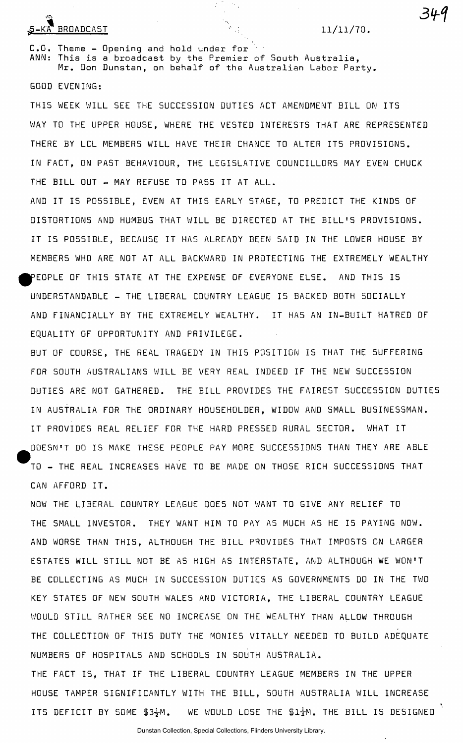5-KA BROADCAST 11/11/70.

C.O. Theme - Opening and hold under for
ANN: This is a broadcast by the Premier of South Australia, Mr. Don Dunstan, on behalf of the Australian Labor Party.

GOOD EVENING:

THIS WEEK WILL SEE THE SUCCESSION DUTIES ACT AMENDMENT BILL ON ITS WAY TO THE UPPER HOUSE, WHERE THE VESTED INTERESTS THAT ARE REPRESENTED THERE BY LCL MEMBERS WILL HAVE THEIR CHANCE TO ALTER ITS PROVISIONS. IN FACT, ON PAST BEHAVIOUR, THE LEGISLATIVE COUNCILLORS MAY EVEN CHUCK THE BILL OUT - MAY REFUSE TO PASS IT AT ALL.

AND IT IS POSSIBLE, EVEN AT THIS EARLY STAGE, TO PREDICT THE KINDS OF DISTORTIONS AND HUMBUG THAT WILL BE DIRECTED AT THE BILL'S PROVISIONS. IT IS POSSIBLE, BECAUSE IT HAS ALREADY BEEN SAID IN THE LOWER HOUSE BY MEMBERS WHO ARE NOT AT ALL BACKWARD IN PROTECTING THE EXTREMELY WEALTHY PEOPLE OF THIS STATE AT THE EXPENSE OF EVERYONE ELSE. AND THIS IS UNDERSTANDABLE - THE LIBERAL COUNTRY LEAGUE IS BACKED BOTH SOCIALLY AND FINANCIALLY BY THE EXTREMELY WEALTHY. IT HAS AN IN-BUILT HATRED OF EQUALITY OF OPPORTUNITY AND PRIVILEGE.

BUT OF COURSE, THE REAL TRAGEDY IN THIS POSITION IS THAT THE SUFFERING FOR SOUTH AUSTRALIANS WILL BE VERY REAL INDEED IF THE NEW SUCCESSION DUTIES ARE NOT GATHERED. THE BILL PROVIDES THE FAIREST SUCCESSION DUTIES IN AUSTRALIA FOR THE ORDINARY HOUSEHOLDER, WIDOW AND SMALL BUSINESSMAN. IT PROVIDES REAL RELIEF FOR THE HARD PRESSED RURAL SECTOR. WHAT IT DOESN'T DO IS MAKE THESE PEOPLE PAY MORE SUCCESSIONS THAN THEY ARE ABLE TO - THE REAL INCREASES HAVE TO BE MADE ON THOSE RICH SUCCESSIONS THAT CAN AFFORD IT.

NOW THE LIBERAL COUNTRY LEAGUE DOES NOT WANT TO GIVE ANY RELIEF TO THE SMALL INVESTOR. THEY WANT HIM TO PAY AS MUCH AS HE IS PAYING NOW. AND WORSE THAN THIS, ALTHOUGH THE BILL PROVIDES THAT IMPOSTS ON LARGER ESTATES WILL STILL NOT BE AS HIGH AS INTERSTATE, AND ALTHOUGH WE WON'T BE COLLECTING AS MUCH IN SUCCESSION DUTIES AS GOVERNMENTS DO IN THE TWO KEY STATES OF NEW SOUTH WALES AND VICTORIA, THE LIBERAL COUNTRY LEAGUE WOULD STILL RATHER SEE NO INCREASE ON THE WEALTHY THAN ALLOW THROUGH THE COLLECTION OF THIS DUTY THE MONIES VITALLY NEEDED TO BUILD ADEQUATE NUMBERS OF HOSPITALS AND SCHOOLS IN SOUTH AUSTRALIA.

THE FACT IS, THAT IF THE LIBERAL COUNTRY LEAGUE MEMBERS IN THE UPPER HOUSE TAMPER SIGNIFICANTLY WITH THE BILL, SOUTH AUSTRALIA WILL INCREASE ITS DEFICIT BY SOME $3½M. WE WOULD LOSE THE $1¼M. THE BILL IS DESIGNED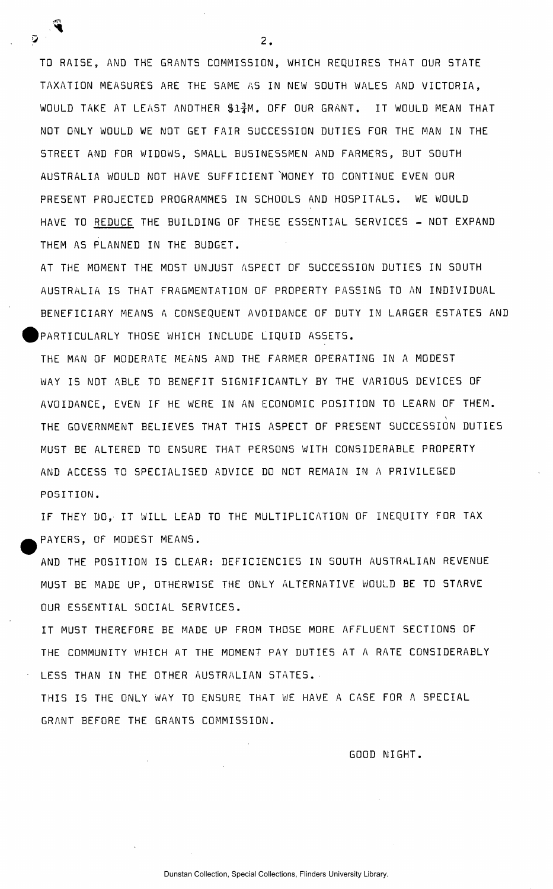TO RAISE, AND THE GRANTS COMMISSION, WHICH REQUIRES THAT OUR STATE TAXATION MEASURES ARE THE SAME AS IN NEW SOUTH WALES AND VICTORIA, WOULD TAKE AT LEAST ANOTHER $1¾M. OFF OUR GRANT. IT WOULD MEAN THAT NOT ONLY WOULD WE NOT GET FAIR SUCCESSION DUTIES FOR THE MAN IN THE STREET AND FOR WIDOWS, SMALL BUSINESSMEN AND FARMERS, BUT SOUTH AUSTRALIA WOULD NOT HAVE SUFFICIENT MONEY TO CONTINUE EVEN OUR PRESENT PROJECTED PROGRAMMES IN SCHOOLS AND HOSPITALS. WE WOULD HAVE TO <u>REDUCE</u> THE BUILDING OF THESE ESSENTIAL SERVICES - NOT EXPAND THEM AS PLANNED IN THE BUDGET.

AT THE MOMENT THE MOST UNJUST ASPECT OF SUCCESSION DUTIES IN SOUTH AUSTRALIA IS THAT FRAGMENTATION OF PROPERTY PASSING TO AN INDIVIDUAL BENEFICIARY MEANS A CONSEQUENT AVOIDANCE OF DUTY IN LARGER ESTATES AND PARTICULARLY THOSE WHICH INCLUDE LIQUID ASSETS.

THE MAN OF MODERATE MEANS AND THE FARMER OPERATING IN A MODEST WAY IS NOT ABLE TO BENEFIT SIGNIFICANTLY BY THE VARIOUS DEVICES OF AVOIDANCE, EVEN IF HE WERE IN AN ECONOMIC POSITION TO LEARN OF THEM. THE GOVERNMENT BELIEVES THAT THIS ASPECT OF PRESENT SUCCESSION DUTIES MUST BE ALTERED TO ENSURE THAT PERSONS WITH CONSIDERABLE PROPERTY AND ACCESS TO SPECIALISED ADVICE DO NOT REMAIN IN A PRIVILEGED POSITION.

IF THEY DO, IT WILL LEAD TO THE MULTIPLICATION OF INEQUITY FOR TAX PAYERS, OF MODEST MEANS.

AND THE POSITION IS CLEAR: DEFICIENCIES IN SOUTH AUSTRALIAN REVENUE MUST BE MADE UP, OTHERWISE THE ONLY ALTERNATIVE WOULD BE TO STARVE OUR ESSENTIAL SOCIAL SERVICES.

IT MUST THEREFORE BE MADE UP FROM THOSE MORE AFFLUENT SECTIONS OF THE COMMUNITY WHICH AT THE MOMENT PAY DUTIES AT A RATE CONSIDERABLY LESS THAN IN THE OTHER AUSTRALIAN STATES.

THIS IS THE ONLY WAY TO ENSURE THAT WE HAVE A CASE FOR A SPECIAL GRANT BEFORE THE GRANTS COMMISSION.

GOOD NIGHT.

Dunstan Collection, Special Collections, Flinders University Library.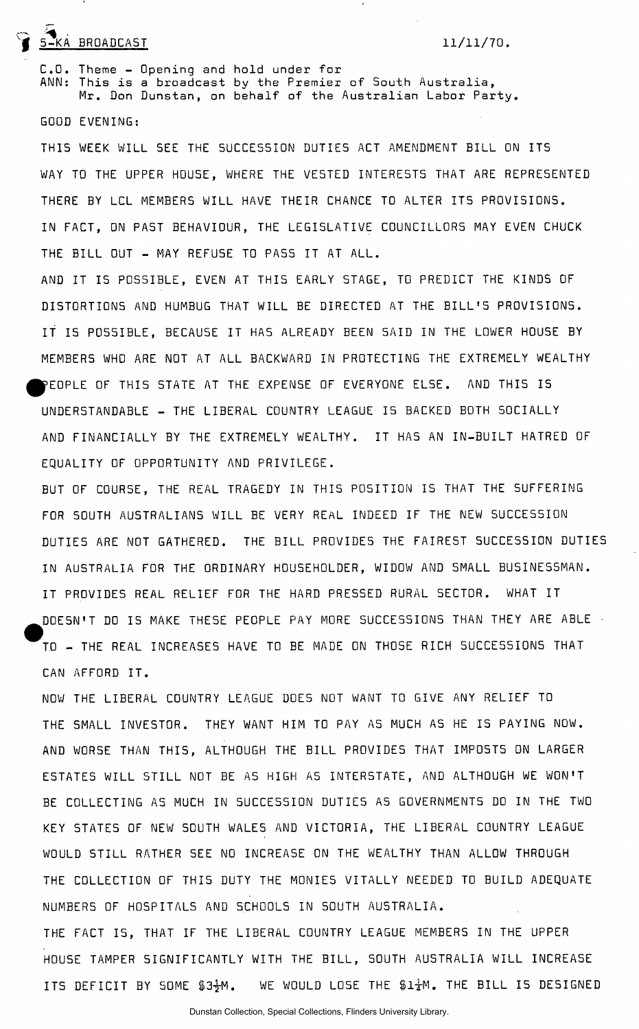5-KA BROADCAST 11/11/70.

C.O. Theme - Opening and hold under for
ANN: This is a broadcast by the Premier of South Australia, Mr. Don Dunstan, on behalf of the Australian Labor Party.

GOOD EVENING:

THIS WEEK WILL SEE THE SUCCESSION DUTIES ACT AMENDMENT BILL ON ITS WAY TO THE UPPER HOUSE, WHERE THE VESTED INTERESTS THAT ARE REPRESENTED THERE BY LCL MEMBERS WILL HAVE THEIR CHANCE TO ALTER ITS PROVISIONS. IN FACT, ON PAST BEHAVIOUR, THE LEGISLATIVE COUNCILLORS MAY EVEN CHUCK THE BILL OUT - MAY REFUSE TO PASS IT AT ALL.

AND IT IS POSSIBLE, EVEN AT THIS EARLY STAGE, TO PREDICT THE KINDS OF DISTORTIONS AND HUMBUG THAT WILL BE DIRECTED AT THE BILL'S PROVISIONS. IT IS POSSIBLE, BECAUSE IT HAS ALREADY BEEN SAID IN THE LOWER HOUSE BY MEMBERS WHO ARE NOT AT ALL BACKWARD IN PROTECTING THE EXTREMELY WEALTHY PEOPLE OF THIS STATE AT THE EXPENSE OF EVERYONE ELSE. AND THIS IS UNDERSTANDABLE - THE LIBERAL COUNTRY LEAGUE IS BACKED BOTH SOCIALLY AND FINANCIALLY BY THE EXTREMELY WEALTHY. IT HAS AN IN-BUILT HATRED OF EQUALITY OF OPPORTUNITY AND PRIVILEGE.

BUT OF COURSE, THE REAL TRAGEDY IN THIS POSITION IS THAT THE SUFFERING FOR SOUTH AUSTRALIANS WILL BE VERY REAL INDEED IF THE NEW SUCCESSION DUTIES ARE NOT GATHERED. THE BILL PROVIDES THE FAIREST SUCCESSION DUTIES IN AUSTRALIA FOR THE ORDINARY HOUSEHOLDER, WIDOW AND SMALL BUSINESSMAN. IT PROVIDES REAL RELIEF FOR THE HARD PRESSED RURAL SECTOR. WHAT IT DOESN'T DO IS MAKE THESE PEOPLE PAY MORE SUCCESSIONS THAN THEY ARE ABLE TO - THE REAL INCREASES HAVE TO BE MADE ON THOSE RICH SUCCESSIONS THAT CAN AFFORD IT.

NOW THE LIBERAL COUNTRY LEAGUE DOES NOT WANT TO GIVE ANY RELIEF TO THE SMALL INVESTOR. THEY WANT HIM TO PAY AS MUCH AS HE IS PAYING NOW. AND WORSE THAN THIS, ALTHOUGH THE BILL PROVIDES THAT IMPOSTS ON LARGER ESTATES WILL STILL NOT BE AS HIGH AS INTERSTATE, AND ALTHOUGH WE WON'T BE COLLECTING AS MUCH IN SUCCESSION DUTIES AS GOVERNMENTS DO IN THE TWO KEY STATES OF NEW SOUTH WALES AND VICTORIA, THE LIBERAL COUNTRY LEAGUE WOULD STILL RATHER SEE NO INCREASE ON THE WEALTHY THAN ALLOW THROUGH THE COLLECTION OF THIS DUTY THE MONIES VITALLY NEEDED TO BUILD ADEQUATE NUMBERS OF HOSPITALS AND SCHOOLS IN SOUTH AUSTRALIA.

THE FACT IS, THAT IF THE LIBERAL COUNTRY LEAGUE MEMBERS IN THE UPPER HOUSE TAMPER SIGNIFICANTLY WITH THE BILL, SOUTH AUSTRALIA WILL INCREASE ITS DEFICIT BY SOME $3½M. WE WOULD LOSE THE $1¼M. THE BILL IS DESIGNED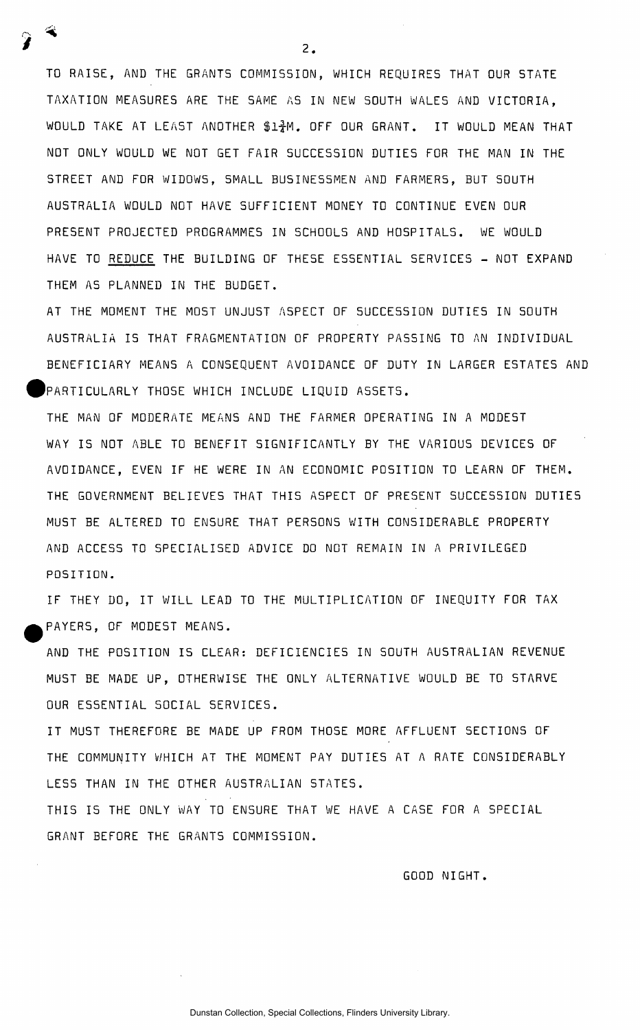TO RAISE, AND THE GRANTS COMMISSION, WHICH REQUIRES THAT OUR STATE TAXATION MEASURES ARE THE SAME AS IN NEW SOUTH WALES AND VICTORIA, WOULD TAKE AT LEAST ANOTHER $1¾M. OFF OUR GRANT. IT WOULD MEAN THAT NOT ONLY WOULD WE NOT GET FAIR SUCCESSION DUTIES FOR THE MAN IN THE STREET AND FOR WIDOWS, SMALL BUSINESSMEN AND FARMERS, BUT SOUTH AUSTRALIA WOULD NOT HAVE SUFFICIENT MONEY TO CONTINUE EVEN OUR PRESENT PROJECTED PROGRAMMES IN SCHOOLS AND HOSPITALS. WE WOULD HAVE TO <u>REDUCE</u> THE BUILDING OF THESE ESSENTIAL SERVICES - NOT EXPAND THEM AS PLANNED IN THE BUDGET.

AT THE MOMENT THE MOST UNJUST ASPECT OF SUCCESSION DUTIES IN SOUTH AUSTRALIA IS THAT FRAGMENTATION OF PROPERTY PASSING TO AN INDIVIDUAL BENEFICIARY MEANS A CONSEQUENT AVOIDANCE OF DUTY IN LARGER ESTATES AND PARTICULARLY THOSE WHICH INCLUDE LIQUID ASSETS.

THE MAN OF MODERATE MEANS AND THE FARMER OPERATING IN A MODEST WAY IS NOT ABLE TO BENEFIT SIGNIFICANTLY BY THE VARIOUS DEVICES OF AVOIDANCE, EVEN IF HE WERE IN AN ECONOMIC POSITION TO LEARN OF THEM. THE GOVERNMENT BELIEVES THAT THIS ASPECT OF PRESENT SUCCESSION DUTIES MUST BE ALTERED TO ENSURE THAT PERSONS WITH CONSIDERABLE PROPERTY AND ACCESS TO SPECIALISED ADVICE DO NOT REMAIN IN A PRIVILEGED POSITION.

IF THEY DO, IT WILL LEAD TO THE MULTIPLICATION OF INEQUITY FOR TAX PAYERS, OF MODEST MEANS.

AND THE POSITION IS CLEAR: DEFICIENCIES IN SOUTH AUSTRALIAN REVENUE MUST BE MADE UP, OTHERWISE THE ONLY ALTERNATIVE WOULD BE TO STARVE OUR ESSENTIAL SOCIAL SERVICES.

IT MUST THEREFORE BE MADE UP FROM THOSE MORE AFFLUENT SECTIONS OF THE COMMUNITY WHICH AT THE MOMENT PAY DUTIES AT A RATE CONSIDERABLY LESS THAN IN THE OTHER AUSTRALIAN STATES.

THIS IS THE ONLY WAY TO ENSURE THAT WE HAVE A CASE FOR A SPECIAL GRANT BEFORE THE GRANTS COMMISSION.

GOOD NIGHT.

Dunstan Collection, Special Collections, Flinders University Library.